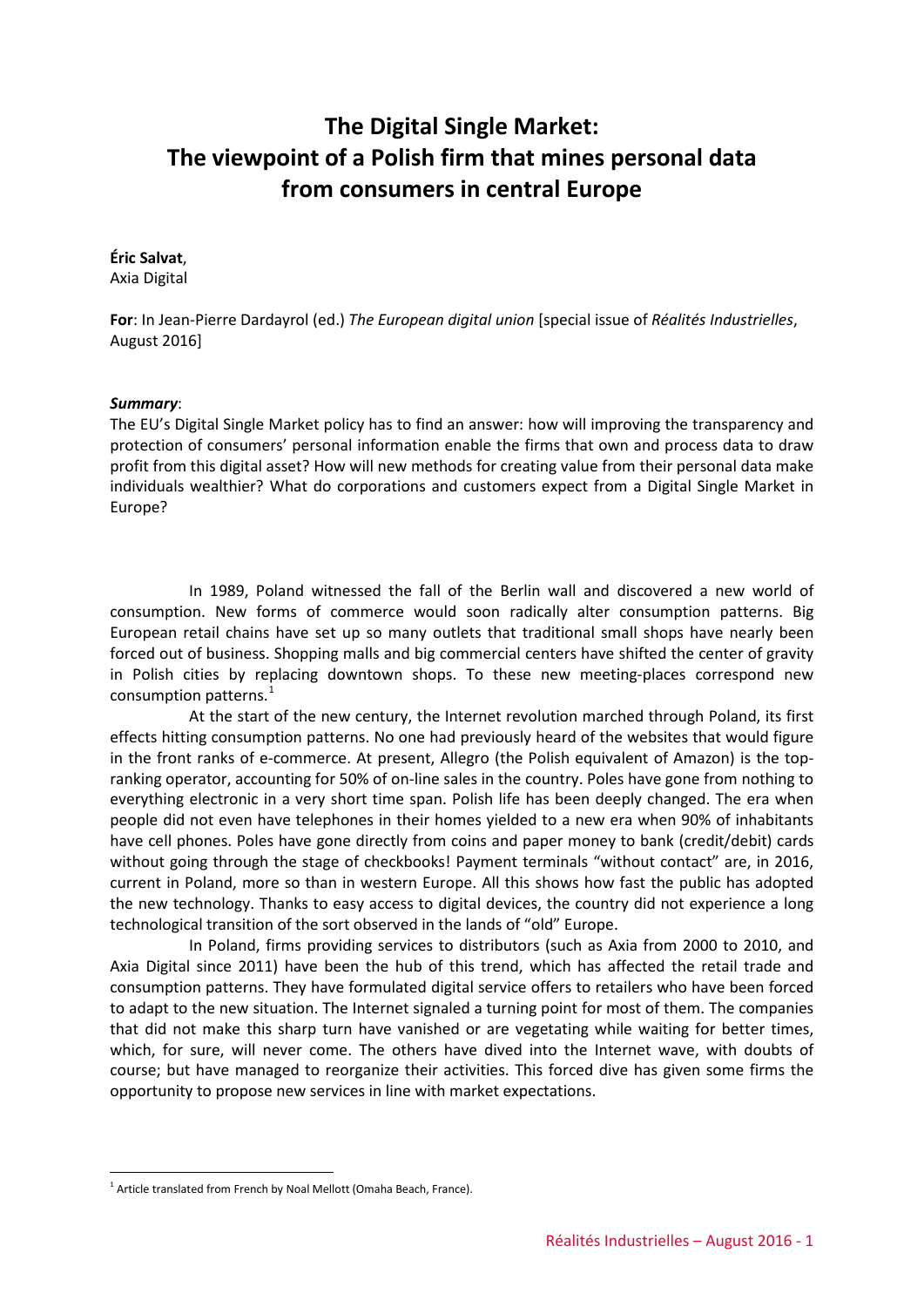# The Digital Single Market: The viewpoint of a Polish firm that mines personal data from consumers in central Europe

**Éric Salvat**,
Axia Digital

**For**: In Jean-Pierre Dardayrol (ed.) *The European digital union* [special issue of *Réalités Industrielles*, August 2016]

***Summary***:
The EU's Digital Single Market policy has to find an answer: how will improving the transparency and protection of consumers' personal information enable the firms that own and process data to draw profit from this digital asset? How will new methods for creating value from their personal data make individuals wealthier? What do corporations and customers expect from a Digital Single Market in Europe?

In 1989, Poland witnessed the fall of the Berlin wall and discovered a new world of consumption. New forms of commerce would soon radically alter consumption patterns. Big European retail chains have set up so many outlets that traditional small shops have nearly been forced out of business. Shopping malls and big commercial centers have shifted the center of gravity in Polish cities by replacing downtown shops. To these new meeting-places correspond new consumption patterns.[1]

At the start of the new century, the Internet revolution marched through Poland, its first effects hitting consumption patterns. No one had previously heard of the websites that would figure in the front ranks of e-commerce. At present, Allegro (the Polish equivalent of Amazon) is the top-ranking operator, accounting for 50% of on-line sales in the country. Poles have gone from nothing to everything electronic in a very short time span. Polish life has been deeply changed. The era when people did not even have telephones in their homes yielded to a new era when 90% of inhabitants have cell phones. Poles have gone directly from coins and paper money to bank (credit/debit) cards without going through the stage of checkbooks! Payment terminals "without contact" are, in 2016, current in Poland, more so than in western Europe. All this shows how fast the public has adopted the new technology. Thanks to easy access to digital devices, the country did not experience a long technological transition of the sort observed in the lands of "old" Europe.

In Poland, firms providing services to distributors (such as Axia from 2000 to 2010, and Axia Digital since 2011) have been the hub of this trend, which has affected the retail trade and consumption patterns. They have formulated digital service offers to retailers who have been forced to adapt to the new situation. The Internet signaled a turning point for most of them. The companies that did not make this sharp turn have vanished or are vegetating while waiting for better times, which, for sure, will never come. The others have dived into the Internet wave, with doubts of course; but have managed to reorganize their activities. This forced dive has given some firms the opportunity to propose new services in line with market expectations.

[1] Article translated from French by Noal Mellott (Omaha Beach, France).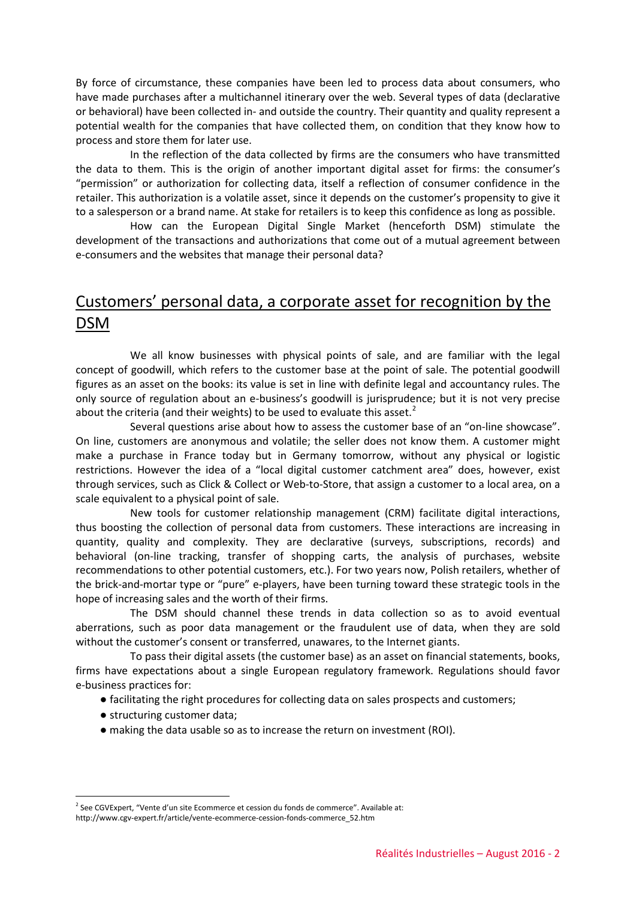By force of circumstance, these companies have been led to process data about consumers, who have made purchases after a multichannel itinerary over the web. Several types of data (declarative or behavioral) have been collected in- and outside the country. Their quantity and quality represent a potential wealth for the companies that have collected them, on condition that they know how to process and store them for later use.

In the reflection of the data collected by firms are the consumers who have transmitted the data to them. This is the origin of another important digital asset for firms: the consumer's "permission" or authorization for collecting data, itself a reflection of consumer confidence in the retailer. This authorization is a volatile asset, since it depends on the customer's propensity to give it to a salesperson or a brand name. At stake for retailers is to keep this confidence as long as possible.

How can the European Digital Single Market (henceforth DSM) stimulate the development of the transactions and authorizations that come out of a mutual agreement between e-consumers and the websites that manage their personal data?

## Customers' personal data, a corporate asset for recognition by the DSM

We all know businesses with physical points of sale, and are familiar with the legal concept of goodwill, which refers to the customer base at the point of sale. The potential goodwill figures as an asset on the books: its value is set in line with definite legal and accountancy rules. The only source of regulation about an e-business's goodwill is jurisprudence; but it is not very precise about the criteria (and their weights) to be used to evaluate this asset.[2]

Several questions arise about how to assess the customer base of an "on-line showcase". On line, customers are anonymous and volatile; the seller does not know them. A customer might make a purchase in France today but in Germany tomorrow, without any physical or logistic restrictions. However the idea of a "local digital customer catchment area" does, however, exist through services, such as Click & Collect or Web-to-Store, that assign a customer to a local area, on a scale equivalent to a physical point of sale.

New tools for customer relationship management (CRM) facilitate digital interactions, thus boosting the collection of personal data from customers. These interactions are increasing in quantity, quality and complexity. They are declarative (surveys, subscriptions, records) and behavioral (on-line tracking, transfer of shopping carts, the analysis of purchases, website recommendations to other potential customers, etc.). For two years now, Polish retailers, whether of the brick-and-mortar type or "pure" e-players, have been turning toward these strategic tools in the hope of increasing sales and the worth of their firms.

The DSM should channel these trends in data collection so as to avoid eventual aberrations, such as poor data management or the fraudulent use of data, when they are sold without the customer's consent or transferred, unawares, to the Internet giants.

To pass their digital assets (the customer base) as an asset on financial statements, books, firms have expectations about a single European regulatory framework. Regulations should favor e-business practices for:

- facilitating the right procedures for collecting data on sales prospects and customers;
- structuring customer data;
- making the data usable so as to increase the return on investment (ROI).

[2] See CGVExpert, "Vente d'un site Ecommerce et cession du fonds de commerce". Available at: http://www.cgv-expert.fr/article/vente-ecommerce-cession-fonds-commerce_52.htm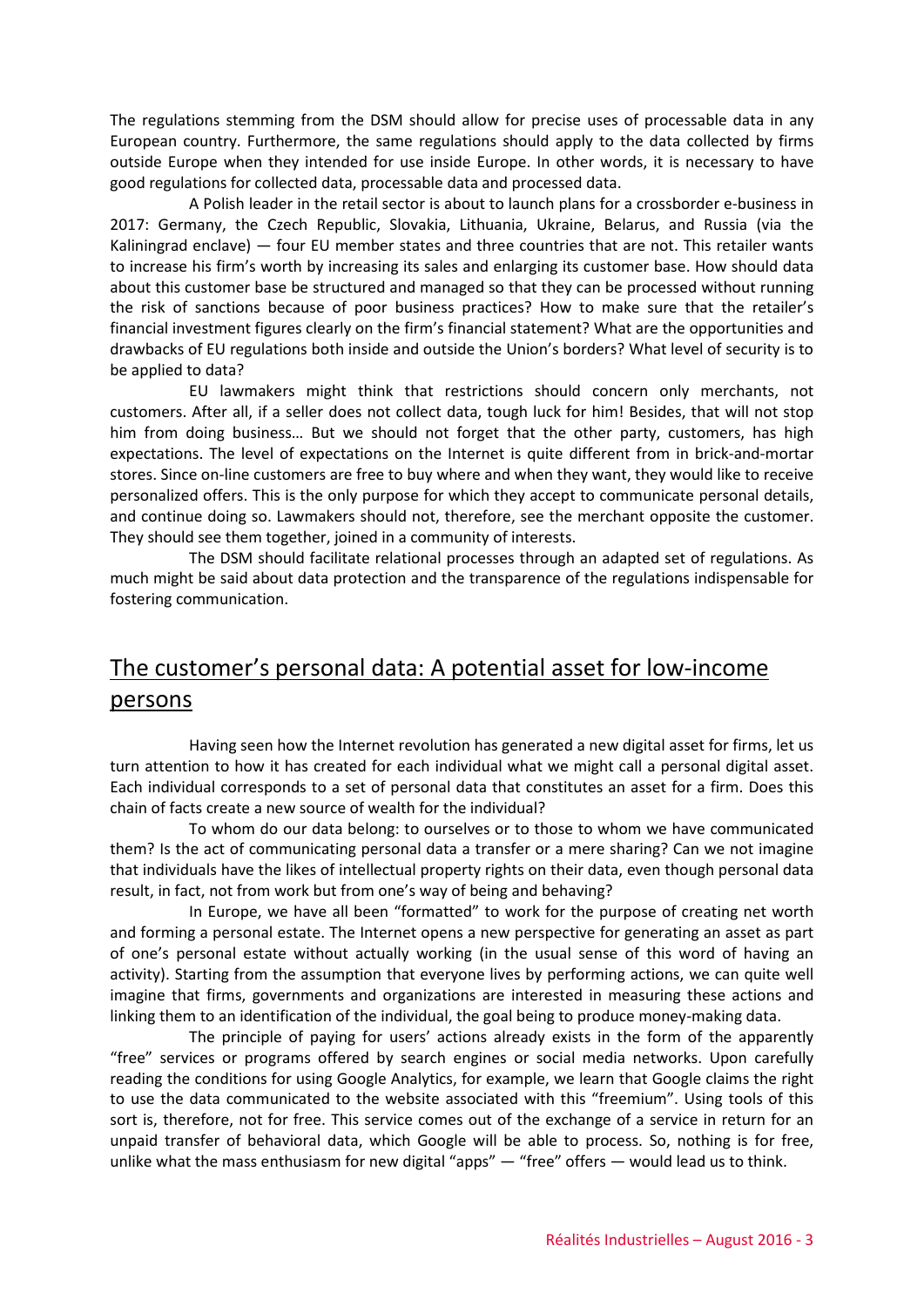The regulations stemming from the DSM should allow for precise uses of processable data in any European country. Furthermore, the same regulations should apply to the data collected by firms outside Europe when they intended for use inside Europe. In other words, it is necessary to have good regulations for collected data, processable data and processed data.

A Polish leader in the retail sector is about to launch plans for a crossborder e-business in 2017: Germany, the Czech Republic, Slovakia, Lithuania, Ukraine, Belarus, and Russia (via the Kaliningrad enclave) — four EU member states and three countries that are not. This retailer wants to increase his firm's worth by increasing its sales and enlarging its customer base. How should data about this customer base be structured and managed so that they can be processed without running the risk of sanctions because of poor business practices? How to make sure that the retailer's financial investment figures clearly on the firm's financial statement? What are the opportunities and drawbacks of EU regulations both inside and outside the Union's borders? What level of security is to be applied to data?

EU lawmakers might think that restrictions should concern only merchants, not customers. After all, if a seller does not collect data, tough luck for him! Besides, that will not stop him from doing business… But we should not forget that the other party, customers, has high expectations. The level of expectations on the Internet is quite different from in brick-and-mortar stores. Since on-line customers are free to buy where and when they want, they would like to receive personalized offers. This is the only purpose for which they accept to communicate personal details, and continue doing so. Lawmakers should not, therefore, see the merchant opposite the customer. They should see them together, joined in a community of interests.

The DSM should facilitate relational processes through an adapted set of regulations. As much might be said about data protection and the transparence of the regulations indispensable for fostering communication.

## The customer's personal data: A potential asset for low-income persons

Having seen how the Internet revolution has generated a new digital asset for firms, let us turn attention to how it has created for each individual what we might call a personal digital asset. Each individual corresponds to a set of personal data that constitutes an asset for a firm. Does this chain of facts create a new source of wealth for the individual?

To whom do our data belong: to ourselves or to those to whom we have communicated them? Is the act of communicating personal data a transfer or a mere sharing? Can we not imagine that individuals have the likes of intellectual property rights on their data, even though personal data result, in fact, not from work but from one's way of being and behaving?

In Europe, we have all been "formatted" to work for the purpose of creating net worth and forming a personal estate. The Internet opens a new perspective for generating an asset as part of one's personal estate without actually working (in the usual sense of this word of having an activity). Starting from the assumption that everyone lives by performing actions, we can quite well imagine that firms, governments and organizations are interested in measuring these actions and linking them to an identification of the individual, the goal being to produce money-making data.

The principle of paying for users' actions already exists in the form of the apparently "free" services or programs offered by search engines or social media networks. Upon carefully reading the conditions for using Google Analytics, for example, we learn that Google claims the right to use the data communicated to the website associated with this "freemium". Using tools of this sort is, therefore, not for free. This service comes out of the exchange of a service in return for an unpaid transfer of behavioral data, which Google will be able to process. So, nothing is for free, unlike what the mass enthusiasm for new digital "apps" — "free" offers — would lead us to think.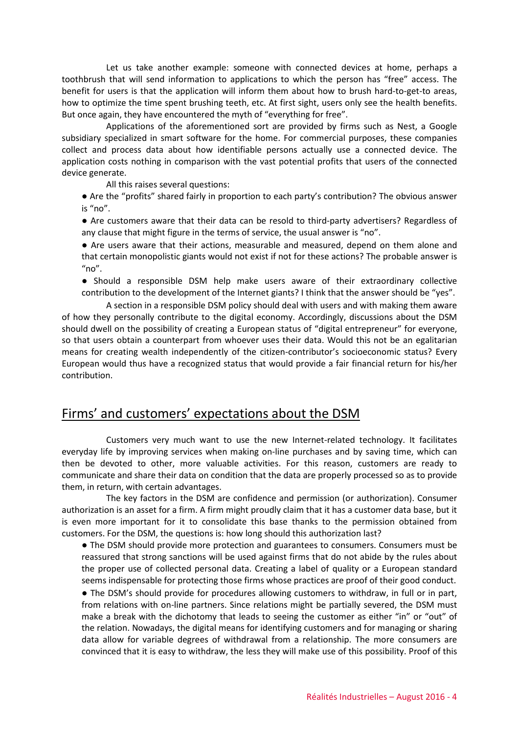Let us take another example: someone with connected devices at home, perhaps a toothbrush that will send information to applications to which the person has "free" access. The benefit for users is that the application will inform them about how to brush hard-to-get-to areas, how to optimize the time spent brushing teeth, etc. At first sight, users only see the health benefits. But once again, they have encountered the myth of "everything for free".

Applications of the aforementioned sort are provided by firms such as Nest, a Google subsidiary specialized in smart software for the home. For commercial purposes, these companies collect and process data about how identifiable persons actually use a connected device. The application costs nothing in comparison with the vast potential profits that users of the connected device generate.

All this raises several questions:

- Are the "profits" shared fairly in proportion to each party's contribution? The obvious answer is "no".
- Are customers aware that their data can be resold to third-party advertisers? Regardless of any clause that might figure in the terms of service, the usual answer is "no".
- Are users aware that their actions, measurable and measured, depend on them alone and that certain monopolistic giants would not exist if not for these actions? The probable answer is "no".
- Should a responsible DSM help make users aware of their extraordinary collective contribution to the development of the Internet giants? I think that the answer should be "yes".

A section in a responsible DSM policy should deal with users and with making them aware of how they personally contribute to the digital economy. Accordingly, discussions about the DSM should dwell on the possibility of creating a European status of "digital entrepreneur" for everyone, so that users obtain a counterpart from whoever uses their data. Would this not be an egalitarian means for creating wealth independently of the citizen-contributor's socioeconomic status? Every European would thus have a recognized status that would provide a fair financial return for his/her contribution.

## Firms' and customers' expectations about the DSM

Customers very much want to use the new Internet-related technology. It facilitates everyday life by improving services when making on-line purchases and by saving time, which can then be devoted to other, more valuable activities. For this reason, customers are ready to communicate and share their data on condition that the data are properly processed so as to provide them, in return, with certain advantages.

The key factors in the DSM are confidence and permission (or authorization). Consumer authorization is an asset for a firm. A firm might proudly claim that it has a customer data base, but it is even more important for it to consolidate this base thanks to the permission obtained from customers. For the DSM, the questions is: how long should this authorization last?

- The DSM should provide more protection and guarantees to consumers. Consumers must be reassured that strong sanctions will be used against firms that do not abide by the rules about the proper use of collected personal data. Creating a label of quality or a European standard seems indispensable for protecting those firms whose practices are proof of their good conduct.
- The DSM's should provide for procedures allowing customers to withdraw, in full or in part, from relations with on-line partners. Since relations might be partially severed, the DSM must make a break with the dichotomy that leads to seeing the customer as either "in" or "out" of the relation. Nowadays, the digital means for identifying customers and for managing or sharing data allow for variable degrees of withdrawal from a relationship. The more consumers are convinced that it is easy to withdraw, the less they will make use of this possibility. Proof of this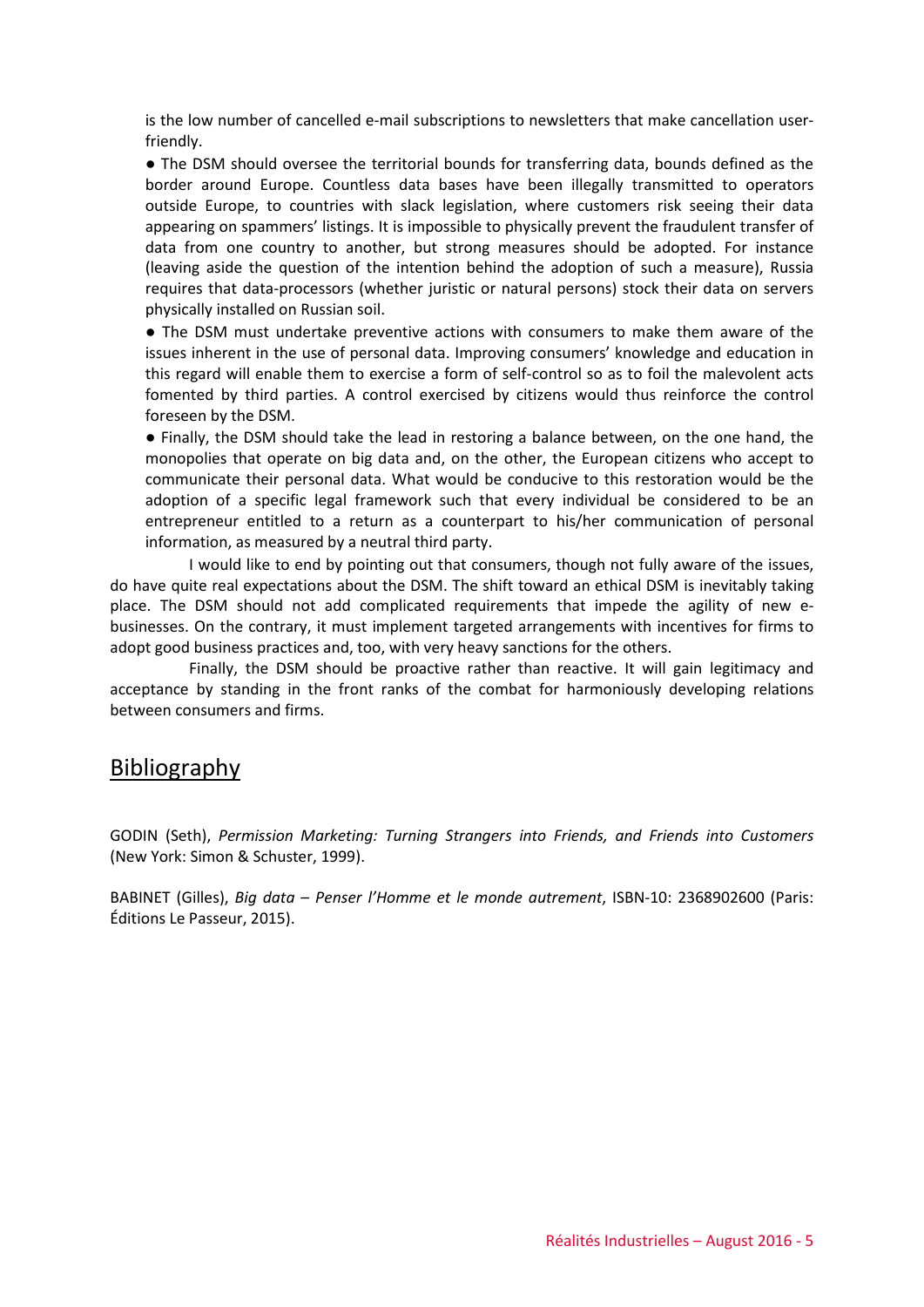is the low number of cancelled e-mail subscriptions to newsletters that make cancellation user-friendly.

- The DSM should oversee the territorial bounds for transferring data, bounds defined as the border around Europe. Countless data bases have been illegally transmitted to operators outside Europe, to countries with slack legislation, where customers risk seeing their data appearing on spammers' listings. It is impossible to physically prevent the fraudulent transfer of data from one country to another, but strong measures should be adopted. For instance (leaving aside the question of the intention behind the adoption of such a measure), Russia requires that data-processors (whether juristic or natural persons) stock their data on servers physically installed on Russian soil.
- The DSM must undertake preventive actions with consumers to make them aware of the issues inherent in the use of personal data. Improving consumers' knowledge and education in this regard will enable them to exercise a form of self-control so as to foil the malevolent acts fomented by third parties. A control exercised by citizens would thus reinforce the control foreseen by the DSM.
- Finally, the DSM should take the lead in restoring a balance between, on the one hand, the monopolies that operate on big data and, on the other, the European citizens who accept to communicate their personal data. What would be conducive to this restoration would be the adoption of a specific legal framework such that every individual be considered to be an entrepreneur entitled to a return as a counterpart to his/her communication of personal information, as measured by a neutral third party.

I would like to end by pointing out that consumers, though not fully aware of the issues, do have quite real expectations about the DSM. The shift toward an ethical DSM is inevitably taking place. The DSM should not add complicated requirements that impede the agility of new e-businesses. On the contrary, it must implement targeted arrangements with incentives for firms to adopt good business practices and, too, with very heavy sanctions for the others.

Finally, the DSM should be proactive rather than reactive. It will gain legitimacy and acceptance by standing in the front ranks of the combat for harmoniously developing relations between consumers and firms.

## Bibliography

GODIN (Seth), *Permission Marketing: Turning Strangers into Friends, and Friends into Customers* (New York: Simon & Schuster, 1999).

BABINET (Gilles), *Big data – Penser l'Homme et le monde autrement*, ISBN-10: 2368902600 (Paris: Éditions Le Passeur, 2015).